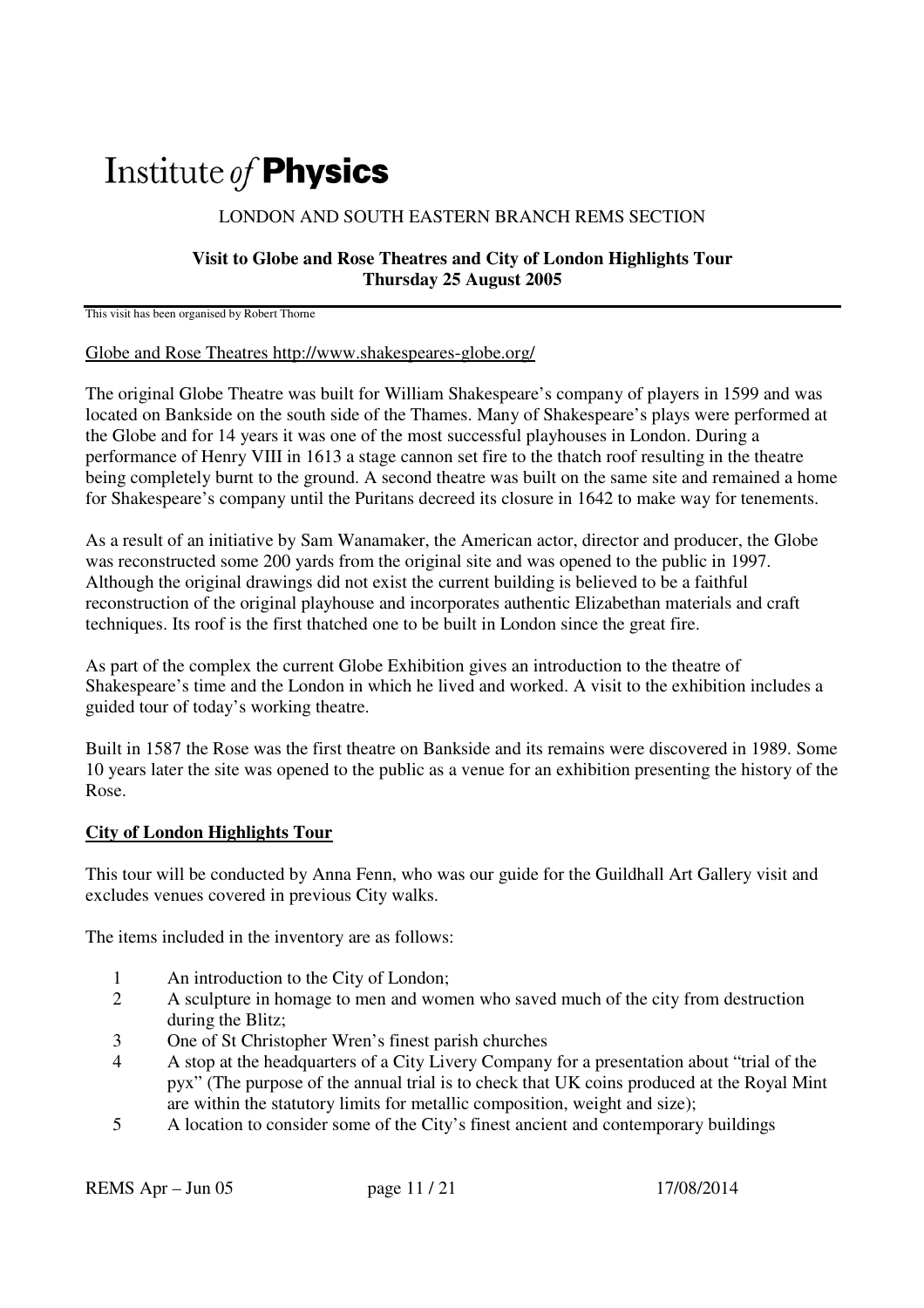# Institute *of* **Physics**

LONDON AND SOUTH EASTERN BRANCH REMS SECTION

**Visit to Globe and Rose Theatres and City of London Highlights Tour**
**Thursday 25 August 2005**

This visit has been organised by Robert Thorne

Globe and Rose Theatres http://www.shakespeares-globe.org/

The original Globe Theatre was built for William Shakespeare's company of players in 1599 and was located on Bankside on the south side of the Thames. Many of Shakespeare's plays were performed at the Globe and for 14 years it was one of the most successful playhouses in London. During a performance of Henry VIII in 1613 a stage cannon set fire to the thatch roof resulting in the theatre being completely burnt to the ground. A second theatre was built on the same site and remained a home for Shakespeare's company until the Puritans decreed its closure in 1642 to make way for tenements.

As a result of an initiative by Sam Wanamaker, the American actor, director and producer, the Globe was reconstructed some 200 yards from the original site and was opened to the public in 1997. Although the original drawings did not exist the current building is believed to be a faithful reconstruction of the original playhouse and incorporates authentic Elizabethan materials and craft techniques. Its roof is the first thatched one to be built in London since the great fire.

As part of the complex the current Globe Exhibition gives an introduction to the theatre of Shakespeare's time and the London in which he lived and worked. A visit to the exhibition includes a guided tour of today's working theatre.

Built in 1587 the Rose was the first theatre on Bankside and its remains were discovered in 1989. Some 10 years later the site was opened to the public as a venue for an exhibition presenting the history of the Rose.

**City of London Highlights Tour**

This tour will be conducted by Anna Fenn, who was our guide for the Guildhall Art Gallery visit and excludes venues covered in previous City walks.

The items included in the inventory are as follows:

1. An introduction to the City of London;
2. A sculpture in homage to men and women who saved much of the city from destruction during the Blitz;
3. One of St Christopher Wren's finest parish churches
4. A stop at the headquarters of a City Livery Company for a presentation about "trial of the pyx" (The purpose of the annual trial is to check that UK coins produced at the Royal Mint are within the statutory limits for metallic composition, weight and size);
5. A location to consider some of the City's finest ancient and contemporary buildings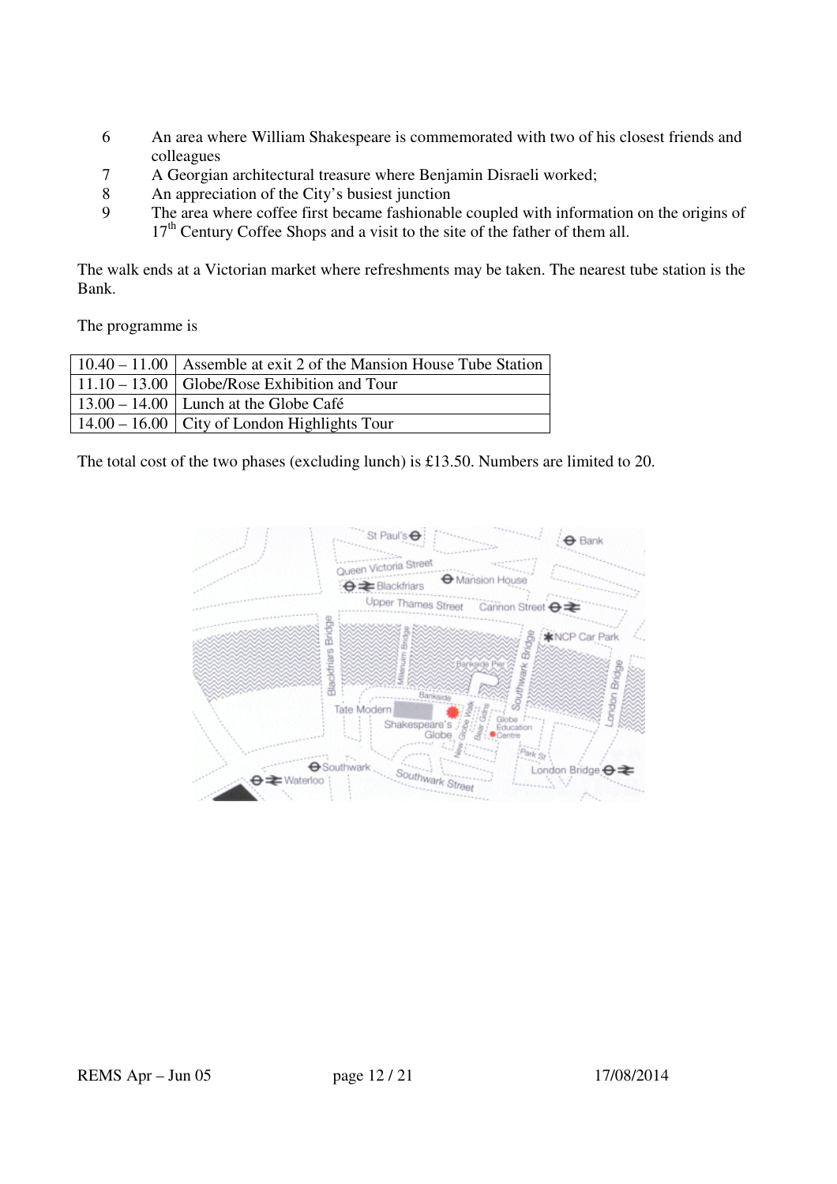6. An area where William Shakespeare is commemorated with two of his closest friends and colleagues
7. A Georgian architectural treasure where Benjamin Disraeli worked;
8. An appreciation of the City's busiest junction
9. The area where coffee first became fashionable coupled with information on the origins of 17th Century Coffee Shops and a visit to the site of the father of them all.

The walk ends at a Victorian market where refreshments may be taken. The nearest tube station is the Bank.

The programme is

| | |
|---|---|
| 10.40 – 11.00 | Assemble at exit 2 of the Mansion House Tube Station |
| 11.10 – 13.00 | Globe/Rose Exhibition and Tour |
| 13.00 – 14.00 | Lunch at the Globe Café |
| 14.00 – 16.00 | City of London Highlights Tour |

The total cost of the two phases (excluding lunch) is £13.50. Numbers are limited to 20.